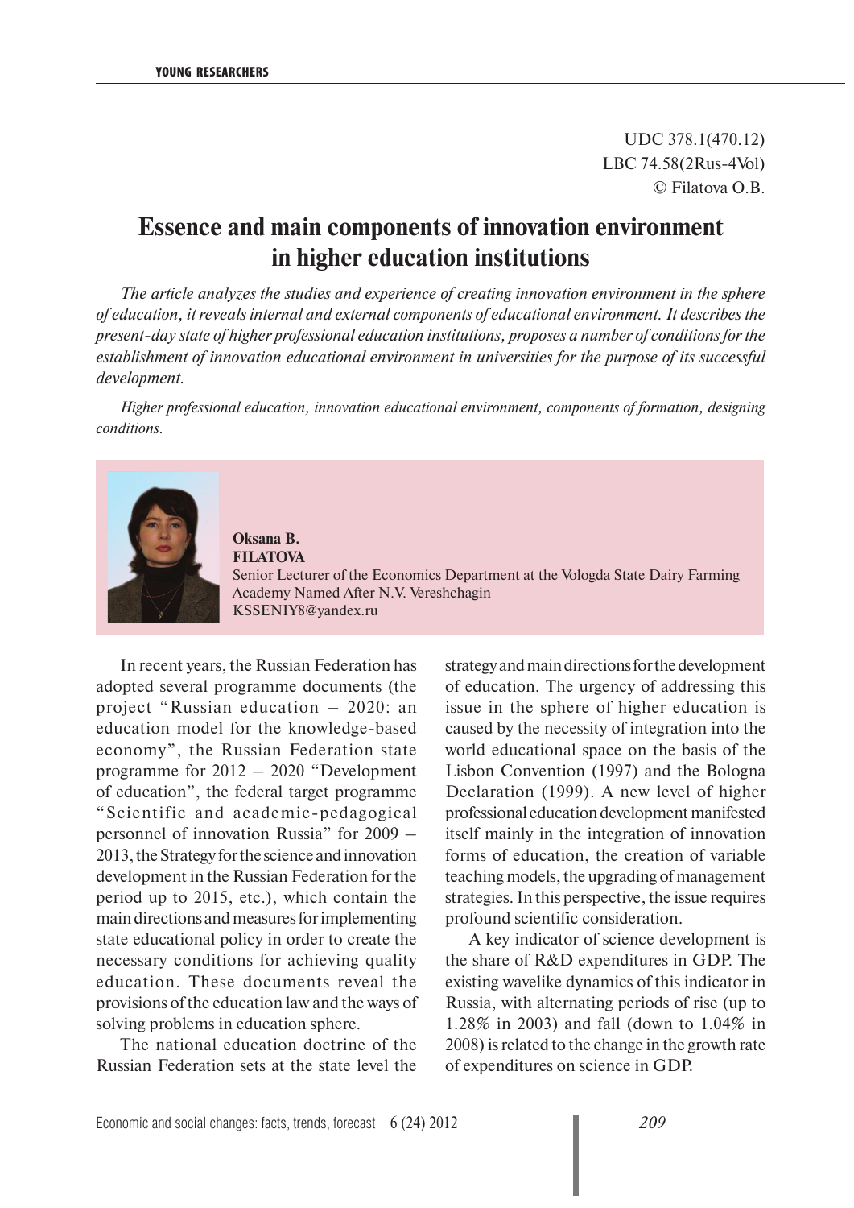UDC 378.1(470.12)
LBC 74.58(2Rus-4Vol)
© Filatova O.B.

# Essence and main components of innovation environment in higher education institutions

*The article analyzes the studies and experience of creating innovation environment in the sphere of education, it reveals internal and external components of educational environment. It describes the present-day state of higher professional education institutions, proposes a number of conditions for the establishment of innovation educational environment in universities for the purpose of its successful development.*

*Higher professional education, innovation educational environment, components of formation, designing conditions.*

**Oksana B.**
**FILATOVA**
Senior Lecturer of the Economics Department at the Vologda State Dairy Farming Academy Named After N.V. Vereshchagin
KSSENIY8@yandex.ru

In recent years, the Russian Federation has adopted several programme documents (the project "Russian education – 2020: an education model for the knowledge-based economy", the Russian Federation state programme for 2012 – 2020 "Development of education", the federal target programme "Scientific and academic-pedagogical personnel of innovation Russia" for 2009 – 2013, the Strategy for the science and innovation development in the Russian Federation for the period up to 2015, etc.), which contain the main directions and measures for implementing state educational policy in order to create the necessary conditions for achieving quality education. These documents reveal the provisions of the education law and the ways of solving problems in education sphere.

The national education doctrine of the Russian Federation sets at the state level the strategy and main directions for the development of education. The urgency of addressing this issue in the sphere of higher education is caused by the necessity of integration into the world educational space on the basis of the Lisbon Convention (1997) and the Bologna Declaration (1999). A new level of higher professional education development manifested itself mainly in the integration of innovation forms of education, the creation of variable teaching models, the upgrading of management strategies. In this perspective, the issue requires profound scientific consideration.

A key indicator of science development is the share of R&D expenditures in GDP. The existing wavelike dynamics of this indicator in Russia, with alternating periods of rise (up to 1.28% in 2003) and fall (down to 1.04% in 2008) is related to the change in the growth rate of expenditures on science in GDP.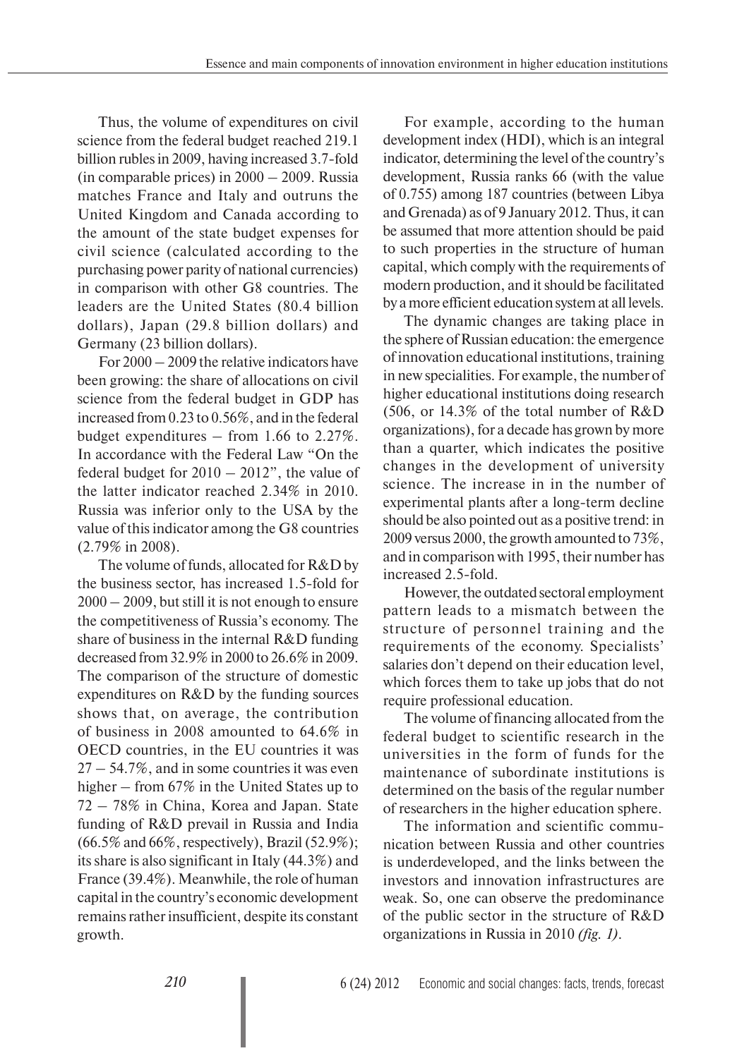Thus, the volume of expenditures on civil science from the federal budget reached 219.1 billion rubles in 2009, having increased 3.7-fold (in comparable prices) in 2000 – 2009. Russia matches France and Italy and outruns the United Kingdom and Canada according to the amount of the state budget expenses for civil science (calculated according to the purchasing power parity of national currencies) in comparison with other G8 countries. The leaders are the United States (80.4 billion dollars), Japan (29.8 billion dollars) and Germany (23 billion dollars).

For 2000 – 2009 the relative indicators have been growing: the share of allocations on civil science from the federal budget in GDP has increased from 0.23 to 0.56%, and in the federal budget expenditures – from 1.66 to 2.27%. In accordance with the Federal Law "On the federal budget for 2010 – 2012", the value of the latter indicator reached 2.34% in 2010. Russia was inferior only to the USA by the value of this indicator among the G8 countries (2.79% in 2008).

The volume of funds, allocated for R&D by the business sector, has increased 1.5-fold for 2000 – 2009, but still it is not enough to ensure the competitiveness of Russia's economy. The share of business in the internal R&D funding decreased from 32.9% in 2000 to 26.6% in 2009. The comparison of the structure of domestic expenditures on R&D by the funding sources shows that, on average, the contribution of business in 2008 amounted to 64.6% in OECD countries, in the EU countries it was 27 – 54.7%, and in some countries it was even higher – from 67% in the United States up to 72 – 78% in China, Korea and Japan. State funding of R&D prevail in Russia and India (66.5% and 66%, respectively), Brazil (52.9%); its share is also significant in Italy (44.3%) and France (39.4%). Meanwhile, the role of human capital in the country's economic development remains rather insufficient, despite its constant growth.

For example, according to the human development index (HDI), which is an integral indicator, determining the level of the country's development, Russia ranks 66 (with the value of 0.755) among 187 countries (between Libya and Grenada) as of 9 January 2012. Thus, it can be assumed that more attention should be paid to such properties in the structure of human capital, which comply with the requirements of modern production, and it should be facilitated by a more efficient education system at all levels.

The dynamic changes are taking place in the sphere of Russian education: the emergence of innovation educational institutions, training in new specialities. For example, the number of higher educational institutions doing research (506, or 14.3% of the total number of R&D organizations), for a decade has grown by more than a quarter, which indicates the positive changes in the development of university science. The increase in in the number of experimental plants after a long-term decline should be also pointed out as a positive trend: in 2009 versus 2000, the growth amounted to 73%, and in comparison with 1995, their number has increased 2.5-fold.

However, the outdated sectoral employment pattern leads to a mismatch between the structure of personnel training and the requirements of the economy. Specialists' salaries don't depend on their education level, which forces them to take up jobs that do not require professional education.

The volume of financing allocated from the federal budget to scientific research in the universities in the form of funds for the maintenance of subordinate institutions is determined on the basis of the regular number of researchers in the higher education sphere.

The information and scientific communication between Russia and other countries is underdeveloped, and the links between the investors and innovation infrastructures are weak. So, one can observe the predominance of the public sector in the structure of R&D organizations in Russia in 2010 *(fig. 1)*.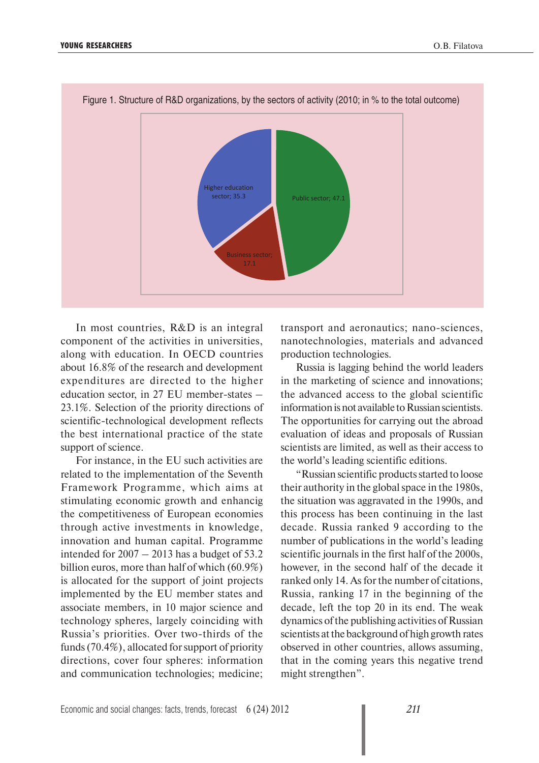Figure 1. Structure of R&D organizations, by the sectors of activity (2010; in % to the total outcome)

Higher education sector; 35.3

Public sector; 47.1

Business sector; 17.1

In most countries, R&D is an integral component of the activities in universities, along with education. In OECD countries about 16.8% of the research and development expenditures are directed to the higher education sector, in 27 EU member-states – 23.1%. Selection of the priority directions of scientific-technological development reflects the best international practice of the state support of science.

For instance, in the EU such activities are related to the implementation of the Seventh Framework Programme, which aims at stimulating economic growth and enhancig the competitiveness of European economies through active investments in knowledge, innovation and human capital. Programme intended for 2007 – 2013 has a budget of 53.2 billion euros, more than half of which (60.9%) is allocated for the support of joint projects implemented by the EU member states and associate members, in 10 major science and technology spheres, largely coinciding with Russia's priorities. Over two-thirds of the funds (70.4%), allocated for support of priority directions, cover four spheres: information and communication technologies; medicine; transport and aeronautics; nano-sciences, nanotechnologies, materials and advanced production technologies.

Russia is lagging behind the world leaders in the marketing of science and innovations; the advanced access to the global scientific information is not available to Russian scientists. The opportunities for carrying out the abroad evaluation of ideas and proposals of Russian scientists are limited, as well as their access to the world's leading scientific editions.

"Russian scientific products started to loose their authority in the global space in the 1980s, the situation was aggravated in the 1990s, and this process has been continuing in the last decade. Russia ranked 9 according to the number of publications in the world's leading scientific journals in the first half of the 2000s, however, in the second half of the decade it ranked only 14. As for the number of citations, Russia, ranking 17 in the beginning of the decade, left the top 20 in its end. The weak dynamics of the publishing activities of Russian scientists at the background of high growth rates observed in other countries, allows assuming, that in the coming years this negative trend might strengthen".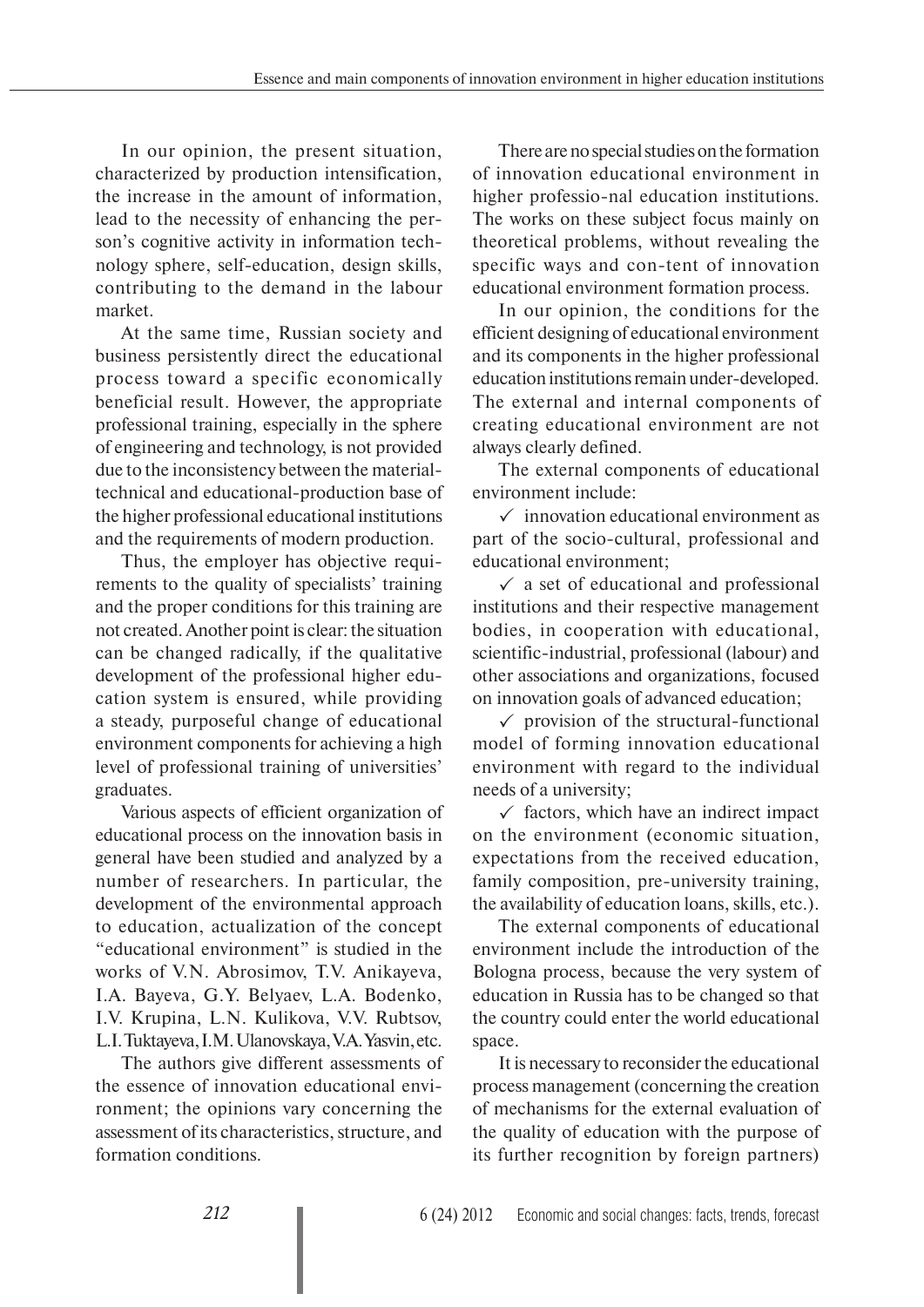In our opinion, the present situation, characterized by production intensification, the increase in the amount of information, lead to the necessity of enhancing the person's cognitive activity in information technology sphere, self-education, design skills, contributing to the demand in the labour market.

At the same time, Russian society and business persistently direct the educational process toward a specific economically beneficial result. However, the appropriate professional training, especially in the sphere of engineering and technology, is not provided due to the inconsistency between the material-technical and educational-production base of the higher professional educational institutions and the requirements of modern production.

Thus, the employer has objective requirements to the quality of specialists' training and the proper conditions for this training are not created. Another point is clear: the situation can be changed radically, if the qualitative development of the professional higher education system is ensured, while providing a steady, purposeful change of educational environment components for achieving a high level of professional training of universities' graduates.

Various aspects of efficient organization of educational process on the innovation basis in general have been studied and analyzed by a number of researchers. In particular, the development of the environmental approach to education, actualization of the concept "educational environment" is studied in the works of V.N. Abrosimov, T.V. Anikayeva, I.A. Bayeva, G.Y. Belyaev, L.A. Bodenko, I.V. Krupina, L.N. Kulikova, V.V. Rubtsov, L.I. Tuktayeva, I.M. Ulanovskaya, V.A. Yasvin, etc.

The authors give different assessments of the essence of innovation educational environment; the opinions vary concerning the assessment of its characteristics, structure, and formation conditions.

There are no special studies on the formation of innovation educational environment in higher professio-nal education institutions. The works on these subject focus mainly on theoretical problems, without revealing the specific ways and con-tent of innovation educational environment formation process.

In our opinion, the conditions for the efficient designing of educational environment and its components in the higher professional education institutions remain under-developed. The external and internal components of creating educational environment are not always clearly defined.

The external components of educational environment include:

- ✓ innovation educational environment as part of the socio-cultural, professional and educational environment;
- ✓ a set of educational and professional institutions and their respective management bodies, in cooperation with educational, scientific-industrial, professional (labour) and other associations and organizations, focused on innovation goals of advanced education;
- ✓ provision of the structural-functional model of forming innovation educational environment with regard to the individual needs of a university;
- ✓ factors, which have an indirect impact on the environment (economic situation, expectations from the received education, family composition, pre-university training, the availability of education loans, skills, etc.).

The external components of educational environment include the introduction of the Bologna process, because the very system of education in Russia has to be changed so that the country could enter the world educational space.

It is necessary to reconsider the educational process management (concerning the creation of mechanisms for the external evaluation of the quality of education with the purpose of its further recognition by foreign partners)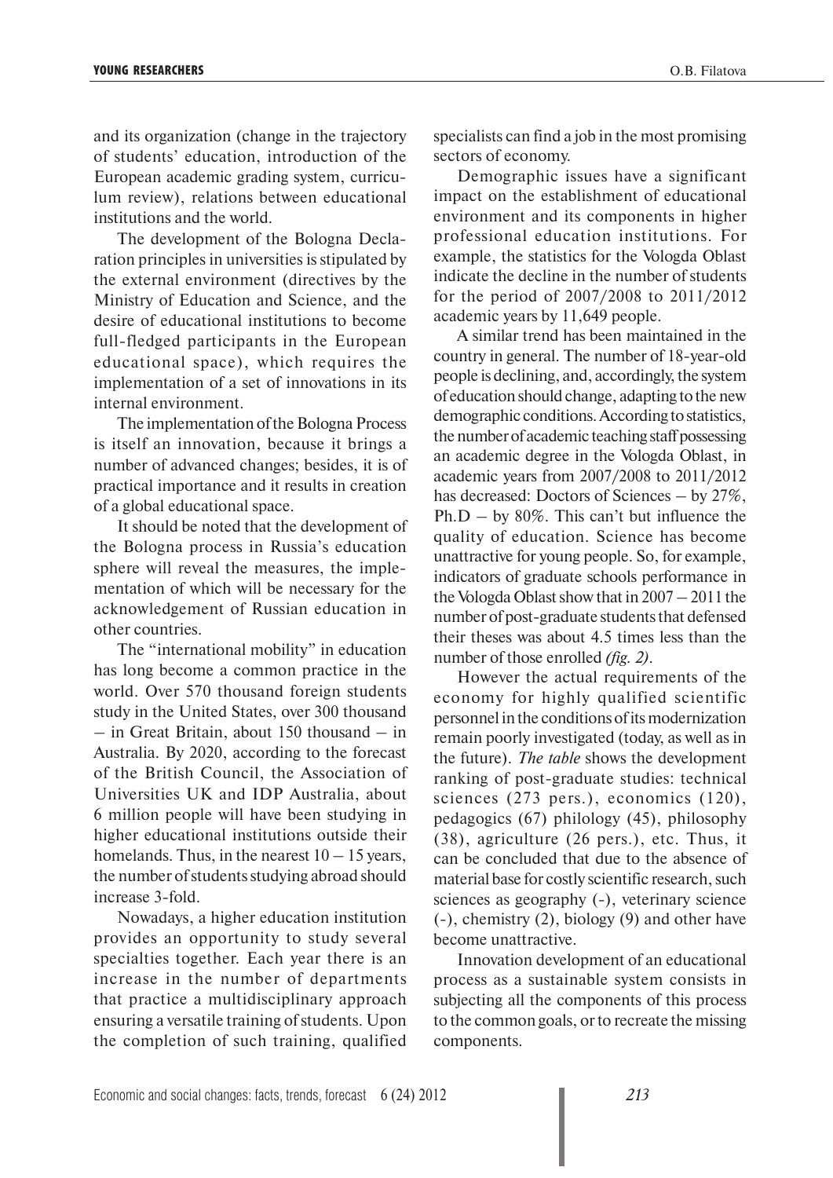and its organization (change in the trajectory of students' education, introduction of the European academic grading system, curriculum review), relations between educational institutions and the world.

The development of the Bologna Declaration principles in universities is stipulated by the external environment (directives by the Ministry of Education and Science, and the desire of educational institutions to become full-fledged participants in the European educational space), which requires the implementation of a set of innovations in its internal environment.

The implementation of the Bologna Process is itself an innovation, because it brings a number of advanced changes; besides, it is of practical importance and it results in creation of a global educational space.

It should be noted that the development of the Bologna process in Russia's education sphere will reveal the measures, the implementation of which will be necessary for the acknowledgement of Russian education in other countries.

The "international mobility" in education has long become a common practice in the world. Over 570 thousand foreign students study in the United States, over 300 thousand – in Great Britain, about 150 thousand – in Australia. By 2020, according to the forecast of the British Council, the Association of Universities UK and IDP Australia, about 6 million people will have been studying in higher educational institutions outside their homelands. Thus, in the nearest 10 – 15 years, the number of students studying abroad should increase 3-fold.

Nowadays, a higher education institution provides an opportunity to study several specialties together. Each year there is an increase in the number of departments that practice a multidisciplinary approach ensuring a versatile training of students. Upon the completion of such training, qualified specialists can find a job in the most promising sectors of economy.

Demographic issues have a significant impact on the establishment of educational environment and its components in higher professional education institutions. For example, the statistics for the Vologda Oblast indicate the decline in the number of students for the period of 2007/2008 to 2011/2012 academic years by 11,649 people.

A similar trend has been maintained in the country in general. The number of 18-year-old people is declining, and, accordingly, the system of education should change, adapting to the new demographic conditions. According to statistics, the number of academic teaching staff possessing an academic degree in the Vologda Oblast, in academic years from 2007/2008 to 2011/2012 has decreased: Doctors of Sciences – by 27%, Ph.D – by 80%. This can't but influence the quality of education. Science has become unattractive for young people. So, for example, indicators of graduate schools performance in the Vologda Oblast show that in 2007 – 2011 the number of post-graduate students that defensed their theses was about 4.5 times less than the number of those enrolled *(fig. 2)*.

However the actual requirements of the economy for highly qualified scientific personnel in the conditions of its modernization remain poorly investigated (today, as well as in the future). *The table* shows the development ranking of post-graduate studies: technical sciences (273 pers.), economics (120), pedagogics (67) philology (45), philosophy (38), agriculture (26 pers.), etc. Thus, it can be concluded that due to the absence of material base for costly scientific research, such sciences as geography (-), veterinary science (-), chemistry (2), biology (9) and other have become unattractive.

Innovation development of an educational process as a sustainable system consists in subjecting all the components of this process to the common goals, or to recreate the missing components.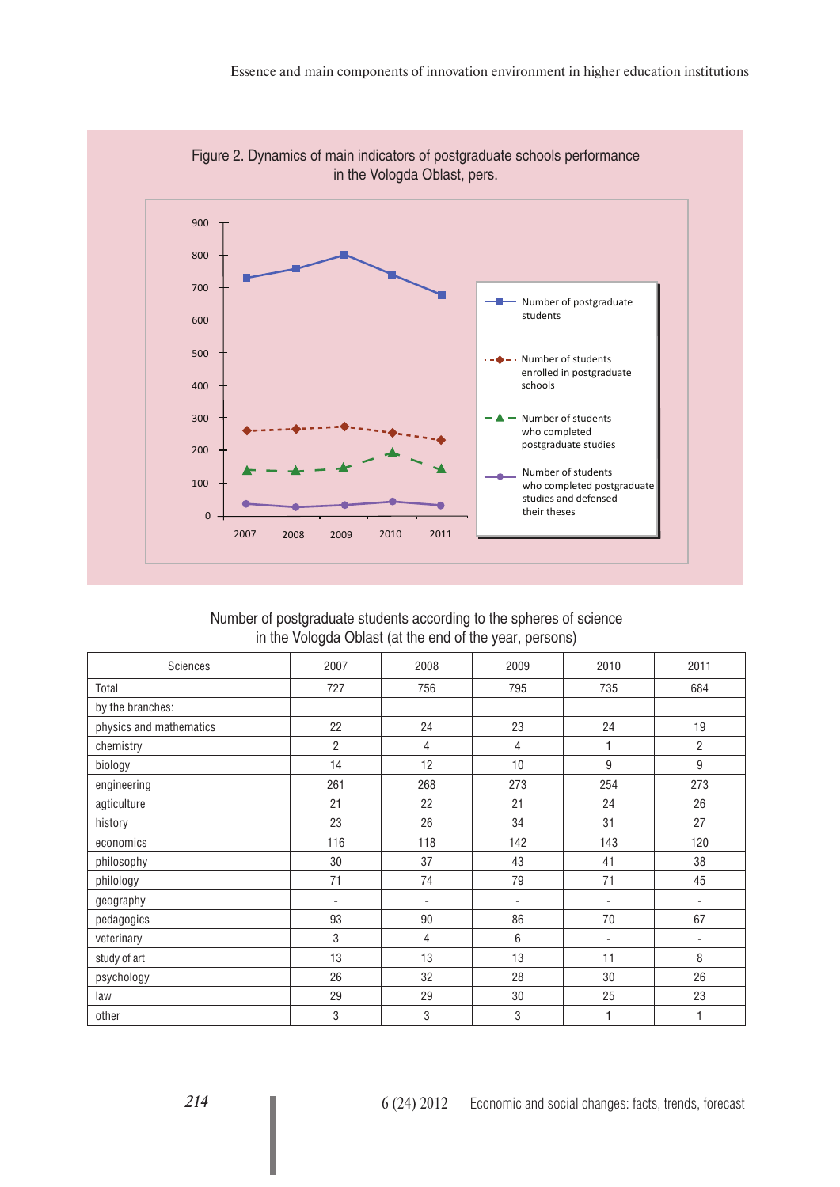Figure 2. Dynamics of main indicators of postgraduate schools performance in the Vologda Oblast, pers.

Number of postgraduate students according to the spheres of science in the Vologda Oblast (at the end of the year, persons)

| Sciences | 2007 | 2008 | 2009 | 2010 | 2011 |
|---|---|---|---|---|---|
| Total | 727 | 756 | 795 | 735 | 684 |
| by the branches: | | | | | |
| physics and mathematics | 22 | 24 | 23 | 24 | 19 |
| chemistry | 2 | 4 | 4 | 1 | 2 |
| biology | 14 | 12 | 10 | 9 | 9 |
| engineering | 261 | 268 | 273 | 254 | 273 |
| agticulture | 21 | 22 | 21 | 24 | 26 |
| history | 23 | 26 | 34 | 31 | 27 |
| economics | 116 | 118 | 142 | 143 | 120 |
| philosophy | 30 | 37 | 43 | 41 | 38 |
| philology | 71 | 74 | 79 | 71 | 45 |
| geography | - | - | - | - | - |
| pedagogics | 93 | 90 | 86 | 70 | 67 |
| veterinary | 3 | 4 | 6 | - | - |
| study of art | 13 | 13 | 13 | 11 | 8 |
| psychology | 26 | 32 | 28 | 30 | 26 |
| law | 29 | 29 | 30 | 25 | 23 |
| other | 3 | 3 | 3 | 1 | 1 |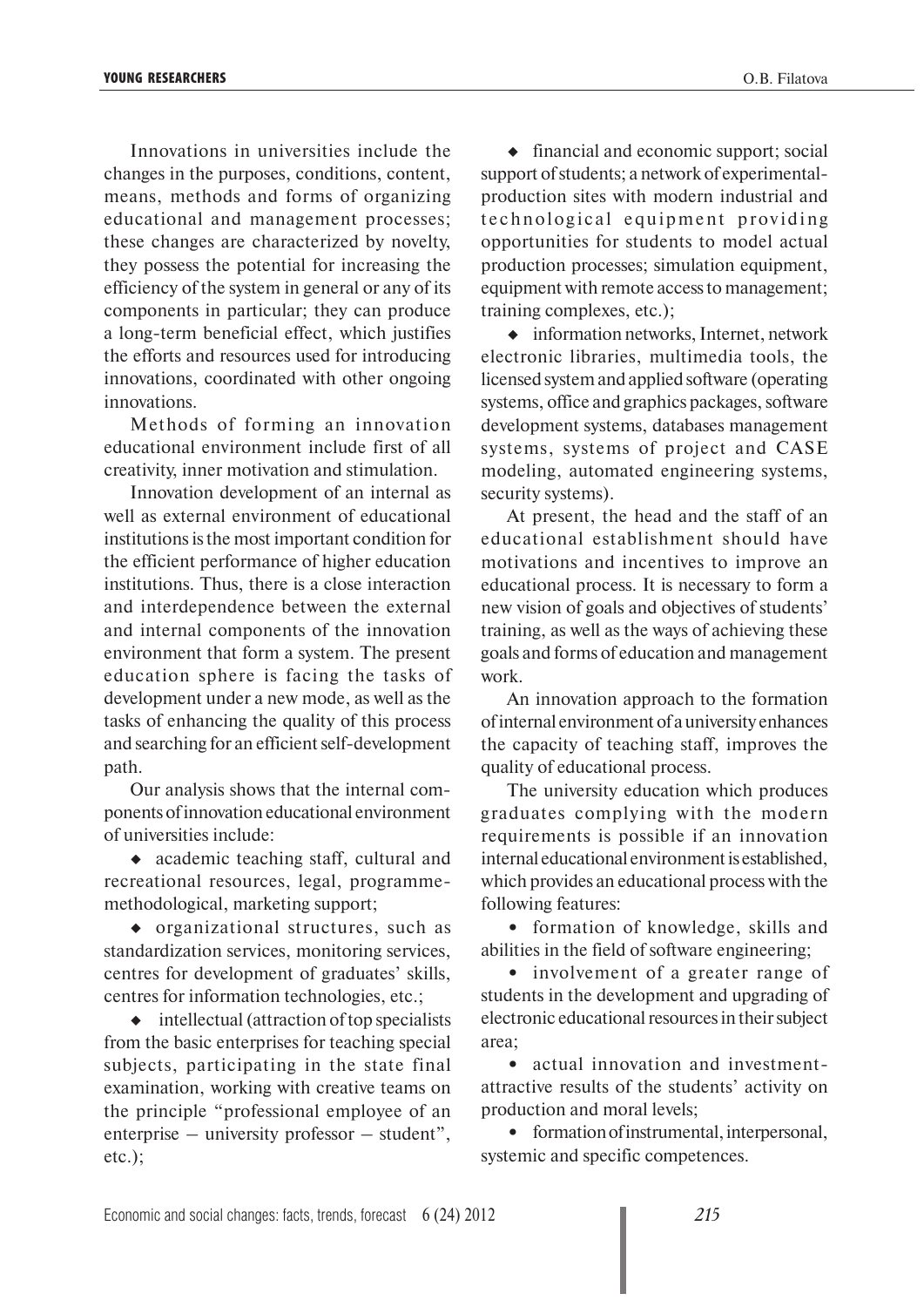Innovations in universities include the changes in the purposes, conditions, content, means, methods and forms of organizing educational and management processes; these changes are characterized by novelty, they possess the potential for increasing the efficiency of the system in general or any of its components in particular; they can produce a long-term beneficial effect, which justifies the efforts and resources used for introducing innovations, coordinated with other ongoing innovations.

Methods of forming an innovation educational environment include first of all creativity, inner motivation and stimulation.

Innovation development of an internal as well as external environment of educational institutions is the most important condition for the efficient performance of higher education institutions. Thus, there is a close interaction and interdependence between the external and internal components of the innovation environment that form a system. The present education sphere is facing the tasks of development under a new mode, as well as the tasks of enhancing the quality of this process and searching for an efficient self-development path.

Our analysis shows that the internal components of innovation educational environment of universities include:

- academic teaching staff, cultural and recreational resources, legal, programme-methodological, marketing support;
- organizational structures, such as standardization services, monitoring services, centres for development of graduates' skills, centres for information technologies, etc.;
- intellectual (attraction of top specialists from the basic enterprises for teaching special subjects, participating in the state final examination, working with creative teams on the principle "professional employee of an enterprise – university professor – student", etc.);
- financial and economic support; social support of students; a network of experimental-production sites with modern industrial and technological equipment providing opportunities for students to model actual production processes; simulation equipment, equipment with remote access to management; training complexes, etc.);
- information networks, Internet, network electronic libraries, multimedia tools, the licensed system and applied software (operating systems, office and graphics packages, software development systems, databases management systems, systems of project and CASE modeling, automated engineering systems, security systems).

At present, the head and the staff of an educational establishment should have motivations and incentives to improve an educational process. It is necessary to form a new vision of goals and objectives of students' training, as well as the ways of achieving these goals and forms of education and management work.

An innovation approach to the formation of internal environment of a university enhances the capacity of teaching staff, improves the quality of educational process.

The university education which produces graduates complying with the modern requirements is possible if an innovation internal educational environment is established, which provides an educational process with the following features:

- formation of knowledge, skills and abilities in the field of software engineering;
- involvement of a greater range of students in the development and upgrading of electronic educational resources in their subject area;
- actual innovation and investment-attractive results of the students' activity on production and moral levels;
- formation of instrumental, interpersonal, systemic and specific competences.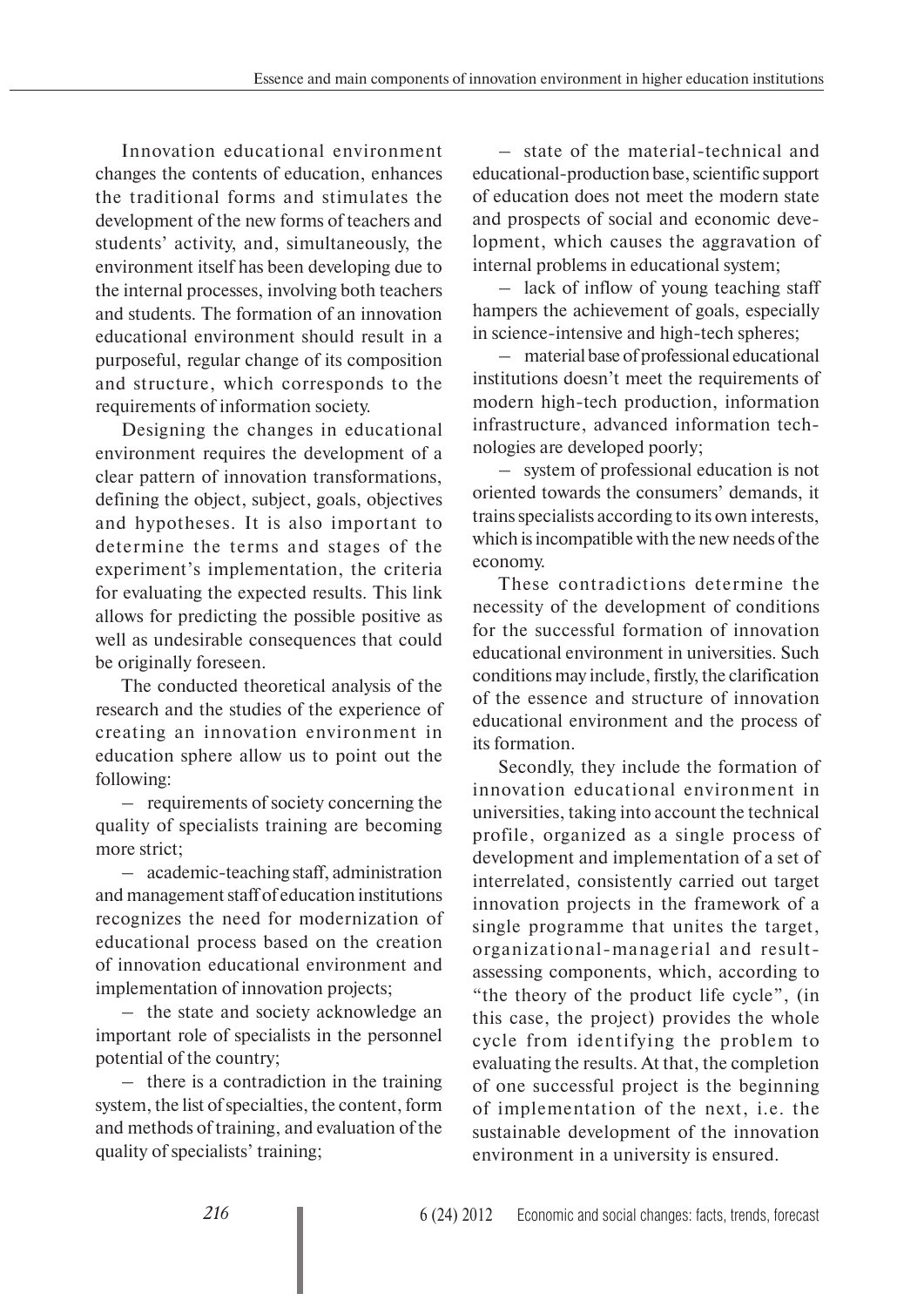Innovation educational environment changes the contents of education, enhances the traditional forms and stimulates the development of the new forms of teachers and students' activity, and, simultaneously, the environment itself has been developing due to the internal processes, involving both teachers and students. The formation of an innovation educational environment should result in a purposeful, regular change of its composition and structure, which corresponds to the requirements of information society.

Designing the changes in educational environment requires the development of a clear pattern of innovation transformations, defining the object, subject, goals, objectives and hypotheses. It is also important to determine the terms and stages of the experiment's implementation, the criteria for evaluating the expected results. This link allows for predicting the possible positive as well as undesirable consequences that could be originally foreseen.

The conducted theoretical analysis of the research and the studies of the experience of creating an innovation environment in education sphere allow us to point out the following:

– requirements of society concerning the quality of specialists training are becoming more strict;

– academic-teaching staff, administration and management staff of education institutions recognizes the need for modernization of educational process based on the creation of innovation educational environment and implementation of innovation projects;

– the state and society acknowledge an important role of specialists in the personnel potential of the country;

– there is a contradiction in the training system, the list of specialties, the content, form and methods of training, and evaluation of the quality of specialists' training;

– state of the material-technical and educational-production base, scientific support of education does not meet the modern state and prospects of social and economic development, which causes the aggravation of internal problems in educational system;

– lack of inflow of young teaching staff hampers the achievement of goals, especially in science-intensive and high-tech spheres;

– material base of professional educational institutions doesn't meet the requirements of modern high-tech production, information infrastructure, advanced information technologies are developed poorly;

– system of professional education is not oriented towards the consumers' demands, it trains specialists according to its own interests, which is incompatible with the new needs of the economy.

These contradictions determine the necessity of the development of conditions for the successful formation of innovation educational environment in universities. Such conditions may include, firstly, the clarification of the essence and structure of innovation educational environment and the process of its formation.

Secondly, they include the formation of innovation educational environment in universities, taking into account the technical profile, organized as a single process of development and implementation of a set of interrelated, consistently carried out target innovation projects in the framework of a single programme that unites the target, organizational-managerial and result-assessing components, which, according to "the theory of the product life cycle", (in this case, the project) provides the whole cycle from identifying the problem to evaluating the results. At that, the completion of one successful project is the beginning of implementation of the next, i.e. the sustainable development of the innovation environment in a university is ensured.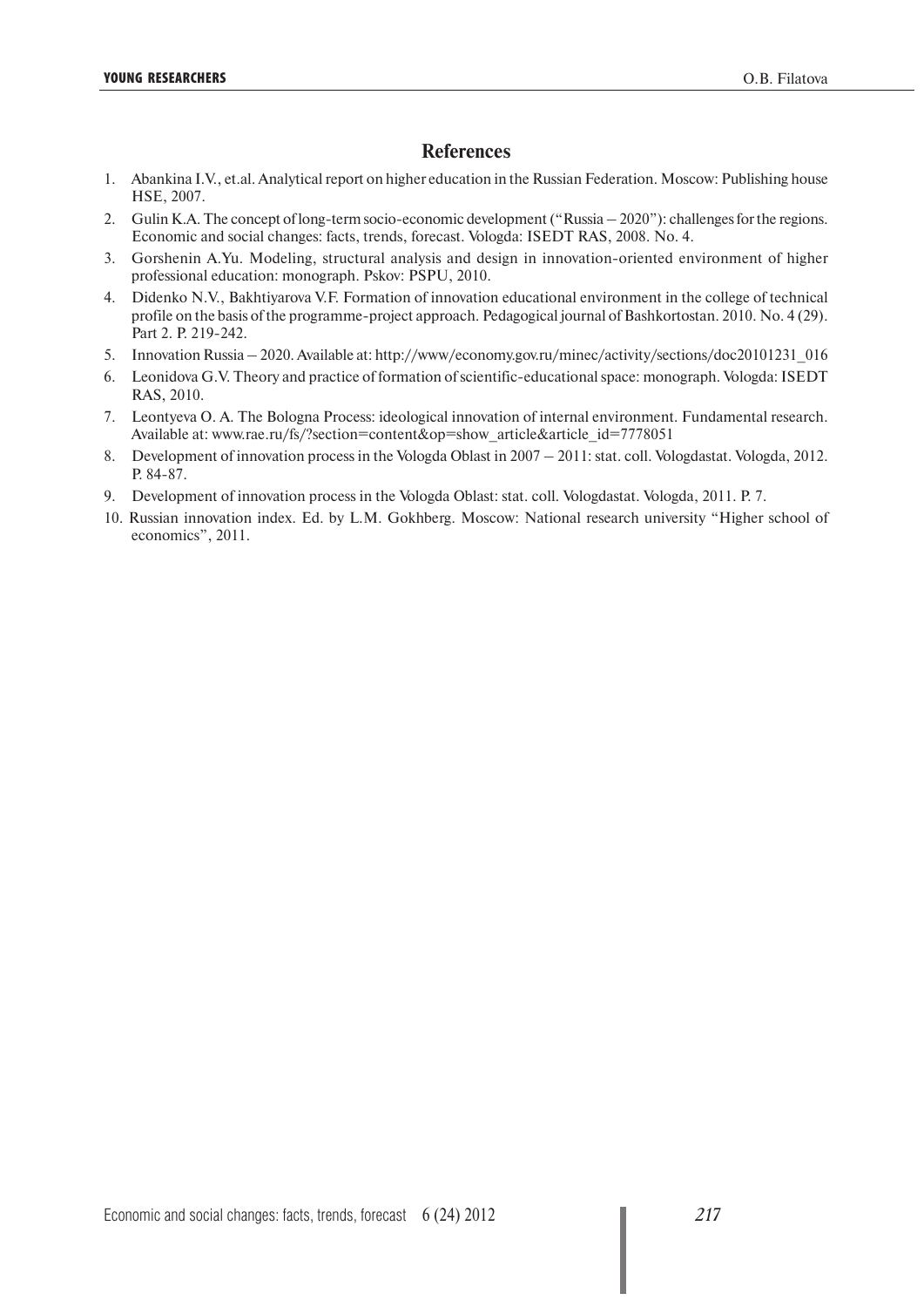## References

1. Abankina I.V., et.al. Analytical report on higher education in the Russian Federation. Moscow: Publishing house HSE, 2007.
2. Gulin K.A. The concept of long-term socio-economic development ("Russia – 2020"): challenges for the regions. Economic and social changes: facts, trends, forecast. Vologda: ISEDT RAS, 2008. No. 4.
3. Gorshenin A.Yu. Modeling, structural analysis and design in innovation-oriented environment of higher professional education: monograph. Pskov: PSPU, 2010.
4. Didenko N.V., Bakhtiyarova V.F. Formation of innovation educational environment in the college of technical profile on the basis of the programme-project approach. Pedagogical journal of Bashkortostan. 2010. No. 4 (29). Part 2. P. 219-242.
5. Innovation Russia – 2020. Available at: http://www/economy.gov.ru/minec/activity/sections/doc20101231_016
6. Leonidova G.V. Theory and practice of formation of scientific-educational space: monograph. Vologda: ISEDT RAS, 2010.
7. Leontyeva O. A. The Bologna Process: ideological innovation of internal environment. Fundamental research. Available at: www.rae.ru/fs/?section=content&op=show_article&article_id=7778051
8. Development of innovation process in the Vologda Oblast in 2007 – 2011: stat. coll. Vologdastat. Vologda, 2012. P. 84-87.
9. Development of innovation process in the Vologda Oblast: stat. coll. Vologdastat. Vologda, 2011. P. 7.
10. Russian innovation index. Ed. by L.M. Gokhberg. Moscow: National research university "Higher school of economics", 2011.